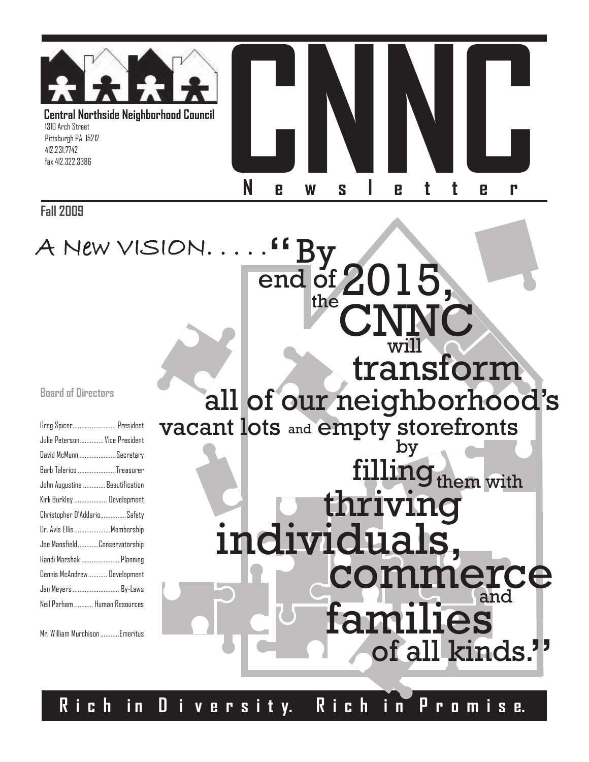# CNNC Newsletter

**Central Northside Neighborhood Council**
1310 Arch Street
Pittsburgh PA 15212
412.231.7742
fax 412.322.3386

**Fall 2009**

## A New VISION. . . . . "By end of 2015, the CNNC will transform all of our neighborhood's vacant lots and empty storefronts by filling them with thriving individuals, commerce and families of all kinds."

**Board of Directors**

| Name | Position |
|---|---|
| Greg Spicer | President |
| Julie Peterson | Vice President |
| David McMunn | Secretary |
| Barb Talerico | Treasurer |
| John Augustine | Beautification |
| Kirk Burkley | Development |
| Christopher D'Addario | Safety |
| Dr. Avis Ellis | Membership |
| Joe Mansfield | Conservatorship |
| Randi Marshak | Planning |
| Dennis McAndrew | Development |
| Jan Meyers | By-Laws |
| Neil Parham | Human Resources |
| Mr. William Murchison | Emeritus |

**Rich in Diversity. Rich in Promise.**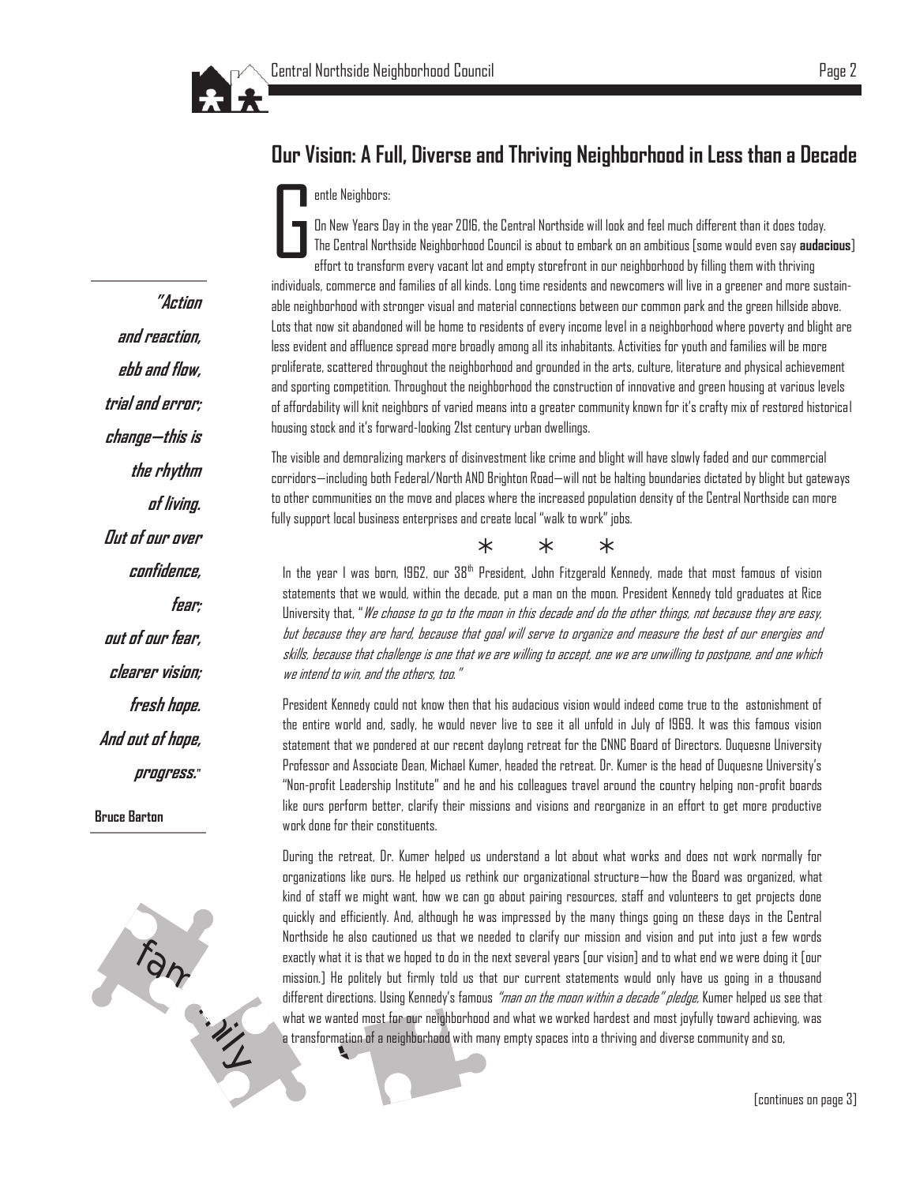## Our Vision: A Full, Diverse and Thriving Neighborhood in Less than a Decade

Gentle Neighbors:

On New Years Day in the year 2016, the Central Northside will look and feel much different than it does today. The Central Northside Neighborhood Council is about to embark on an ambitious [some would even say **audacious**] effort to transform every vacant lot and empty storefront in our neighborhood by filling them with thriving individuals, commerce and families of all kinds. Long time residents and newcomers will live in a greener and more sustainable neighborhood with stronger visual and material connections between our common park and the green hillside above. Lots that now sit abandoned will be home to residents of every income level in a neighborhood where poverty and blight are less evident and affluence spread more broadly among all its inhabitants. Activities for youth and families will be more proliferate, scattered throughout the neighborhood and grounded in the arts, culture, literature and physical achievement and sporting competition. Throughout the neighborhood the construction of innovative and green housing at various levels of affordability will knit neighbors of varied means into a greater community known for it's crafty mix of restored historical housing stock and it's forward-looking 21st century urban dwellings.

The visible and demoralizing markers of disinvestment like crime and blight will have slowly faded and our commercial corridors—including both Federal/North AND Brighton Road—will not be halting boundaries dictated by blight but gateways to other communities on the move and places where the increased population density of the Central Northside can more fully support local business enterprises and create local "walk to work" jobs.

\* \* \*

In the year I was born, 1962, our 38th President, John Fitzgerald Kennedy, made that most famous of vision statements that we would, within the decade, put a man on the moon. President Kennedy told graduates at Rice University that, "*We choose to go to the moon in this decade and do the other things, not because they are easy, but because they are hard, because that goal will serve to organize and measure the best of our energies and skills, because that challenge is one that we are willing to accept, one we are unwilling to postpone, and one which we intend to win, and the others, too.*"

President Kennedy could not know then that his audacious vision would indeed come true to the astonishment of the entire world and, sadly, he would never live to see it all unfold in July of 1969. It was this famous vision statement that we pondered at our recent daylong retreat for the CNNC Board of Directors. Duquesne University Professor and Associate Dean, Michael Kumer, headed the retreat. Dr. Kumer is the head of Duquesne University's "Non-profit Leadership Institute" and he and his colleagues travel around the country helping non-profit boards like ours perform better, clarify their missions and visions and reorganize in an effort to get more productive work done for their constituents.

During the retreat, Dr. Kumer helped us understand a lot about what works and does not work normally for organizations like ours. He helped us rethink our organizational structure—how the Board was organized, what kind of staff we might want, how we can go about pairing resources, staff and volunteers to get projects done quickly and efficiently. And, although he was impressed by the many things going on these days in the Central Northside he also cautioned us that we needed to clarify our mission and vision and put into just a few words exactly what it is that we hoped to do in the next several years [our vision] and to what end we were doing it [our mission.] He politely but firmly told us that our current statements would only have us going in a thousand different directions. Using Kennedy's famous *"man on the moon within a decade" pledge*, Kumer helped us see that what we wanted most for our neighborhood and what we worked hardest and most joyfully toward achieving, was a transformation of a neighborhood with many empty spaces into a thriving and diverse community and so,

[continues on page 3]

***"Action and reaction, ebb and flow, trial and error; change—this is the rhythm of living. Out of our over confidence, fear; out of our fear, clearer vision; fresh hope. And out of hope, progress."***

**Bruce Barton**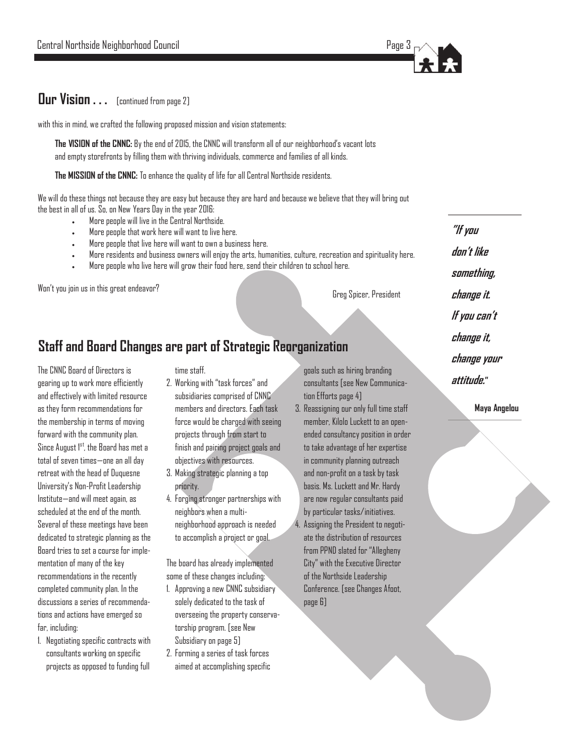## Our Vision . . . [continued from page 2]

with this in mind, we crafted the following proposed mission and vision statements:

**The VISION of the CNNC:** By the end of 2015, the CNNC will transform all of our neighborhood's vacant lots and empty storefronts by filling them with thriving individuals, commerce and families of all kinds.

**The MISSION of the CNNC:** To enhance the quality of life for all Central Northside residents.

We will do these things not because they are easy but because they are hard and because we believe that they will bring out the best in all of us. So, on New Years Day in the year 2016:

- More people will live in the Central Northside.
- More people that work here will want to live here.
- More people that live here will want to own a business here.
- More residents and business owners will enjoy the arts, humanities, culture, recreation and spirituality here.
- More people who live here will grow their food here, send their children to school here.

Won't you join us in this great endeavor?

Greg Spicer, President

> ***"If you don't like something, change it. If you can't change it, change your attitude."***
>
> **Maya Angelou**

## Staff and Board Changes are part of Strategic Reorganization

The CNNC Board of Directors is gearing up to work more efficiently and effectively with limited resource as they form recommendations for the membership in terms of moving forward with the community plan. Since August 1st, the Board has met a total of seven times—one an all day retreat with the head of Duquesne University's Non-Profit Leadership Institute—and will meet again, as scheduled at the end of the month. Several of these meetings have been dedicated to strategic planning as the Board tries to set a course for implementation of many of the key recommendations in the recently completed community plan. In the discussions a series of recommendations and actions have emerged so far, including:

1. Negotiating specific contracts with consultants working on specific projects as opposed to funding full time staff.
2. Working with "task forces" and subsidiaries comprised of CNNC members and directors. Each task force would be charged with seeing projects through from start to finish and pairing project goals and objectives with resources.
3. Making strategic planning a top priority.
4. Forging stronger partnerships with neighbors when a multi-neighborhood approach is needed to accomplish a project or goal.

The board has already implemented some of these changes including:

1. Approving a new CNNC subsidiary solely dedicated to the task of overseeing the property conservatorship program. [see New Subsidiary on page 5]
2. Forming a series of task forces aimed at accomplishing specific goals such as hiring branding consultants [see New Communication Efforts page 4]
3. Reassigning our only full time staff member, Kilolo Luckett to an open-ended consultancy position in order to take advantage of her expertise in community planning outreach and non-profit on a task by task basis. Ms. Luckett and Mr. Hardy are now regular consultants paid by particular tasks/initiatives.
4. Assigning the President to negotiate the distribution of resources from PPND slated for "Allegheny City" with the Executive Director of the Northside Leadership Conference. [see Changes Afoot, page 6]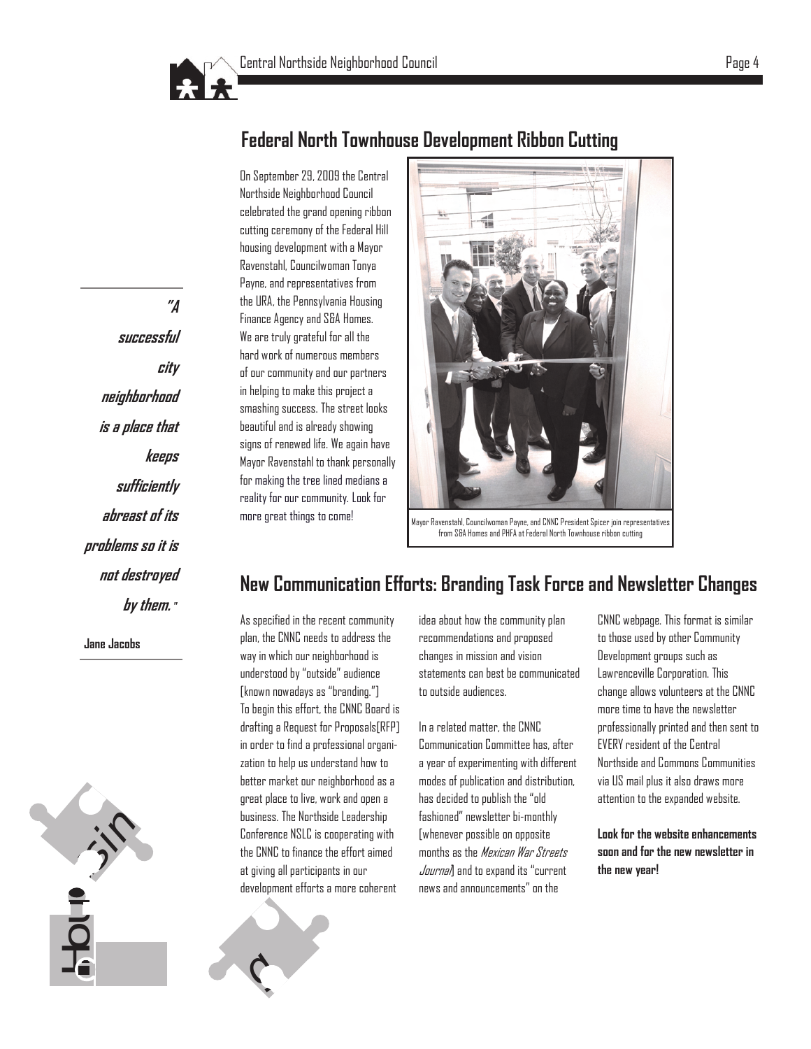## Federal North Townhouse Development Ribbon Cutting

On September 29, 2009 the Central Northside Neighborhood Council celebrated the grand opening ribbon cutting ceremony of the Federal Hill housing development with a Mayor Ravenstahl, Councilwoman Tonya Payne, and representatives from the URA, the Pennsylvania Housing Finance Agency and S&A Homes. We are truly grateful for all the hard work of numerous members of our community and our partners in helping to make this project a smashing success. The street looks beautiful and is already showing signs of renewed life. We again have Mayor Ravenstahl to thank personally for making the tree lined medians a reality for our community. Look for more great things to come!

Mayor Ravenstahl, Councilwoman Payne, and CNNC President Spicer join representatives from S&A Homes and PHFA at Federal North Townhouse ribbon cutting

> ***"A successful city neighborhood is a place that keeps sufficiently abreast of its problems so it is not destroyed by them."***
>
> **Jane Jacobs**

## New Communication Efforts: Branding Task Force and Newsletter Changes

As specified in the recent community plan, the CNNC needs to address the way in which our neighborhood is understood by "outside" audience (known nowadays as "branding.") To begin this effort, the CNNC Board is drafting a Request for Proposals(RFP) in order to find a professional organization to help us understand how to better market our neighborhood as a great place to live, work and open a business. The Northside Leadership Conference NSLC is cooperating with the CNNC to finance the effort aimed at giving all participants in our development efforts a more coherent idea about how the community plan recommendations and proposed changes in mission and vision statements can best be communicated to outside audiences.

In a related matter, the CNNC Communication Committee has, after a year of experimenting with different modes of publication and distribution, has decided to publish the "old fashioned" newsletter bi-monthly (whenever possible on opposite months as the *Mexican War Streets Journal*) and to expand its "current news and announcements" on the CNNC webpage. This format is similar to those used by other Community Development groups such as Lawrenceville Corporation. This change allows volunteers at the CNNC more time to have the newsletter professionally printed and then sent to EVERY resident of the Central Northside and Commons Communities via US mail plus it also draws more attention to the expanded website.

**Look for the website enhancements soon and for the new newsletter in the new year!**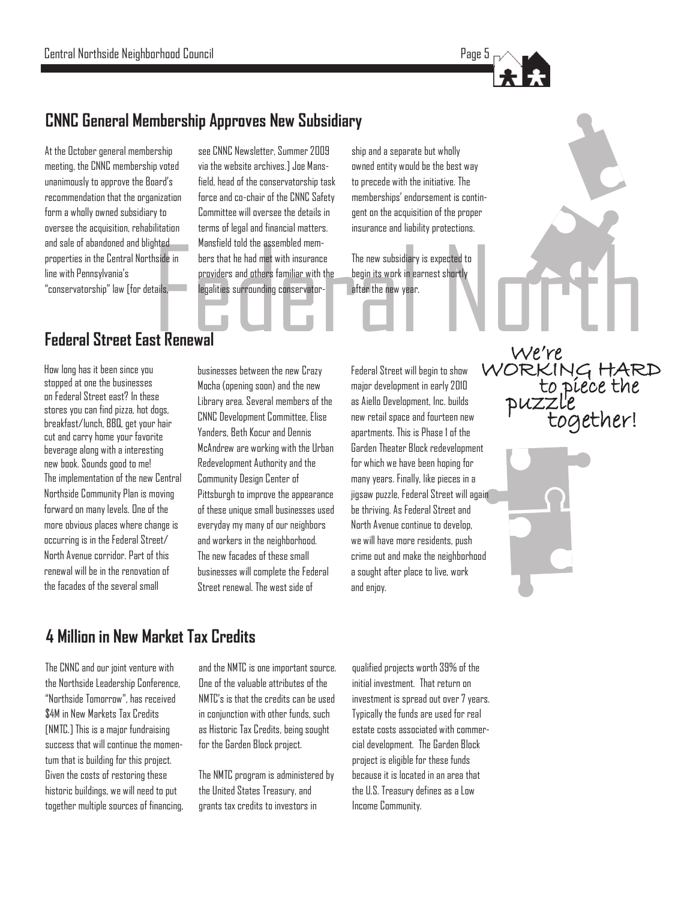## CNNC General Membership Approves New Subsidiary

At the October general membership meeting, the CNNC membership voted unanimously to approve the Board's recommendation that the organization form a wholly owned subsidiary to oversee the acquisition, rehabilitation and sale of abandoned and blighted properties in the Central Northside in line with Pennsylvania's "conservatorship" law [for details, see CNNC Newsletter, Summer 2009 via the website archives.] Joe Mansfield, head of the conservatorship task force and co-chair of the CNNC Safety Committee will oversee the details in terms of legal and financial matters. Mansfield told the assembled members that he had met with insurance providers and others familiar with the legalities surrounding conservatorship and a separate but wholly owned entity would be the best way to precede with the initiative. The memberships' endorsement is contingent on the acquisition of the proper insurance and liability protections.

The new subsidiary is expected to begin its work in earnest shortly after the new year.

Federal North

## Federal Street East Renewal

How long has it been since you stopped at one the businesses on Federal Street east? In these stores you can find pizza, hot dogs, breakfast/lunch, BBQ, get your hair cut and carry home your favorite beverage along with a interesting new book. Sounds good to me!

The implementation of the new Central Northside Community Plan is moving forward on many levels. One of the more obvious places where change is occurring is in the Federal Street/ North Avenue corridor. Part of this renewal will be in the renovation of the facades of the several small businesses between the new Crazy Mocha (opening soon) and the new Library area. Several members of the CNNC Development Committee, Elise Yanders, Beth Kocur and Dennis McAndrew are working with the Urban Redevelopment Authority and the Community Design Center of Pittsburgh to improve the appearance of these unique small businesses used everyday my many of our neighbors and workers in the neighborhood. The new facades of these small businesses will complete the Federal Street renewal. The west side of Federal Street will begin to show major development in early 2010 as Aiello Development, Inc. builds new retail space and fourteen new apartments. This is Phase I of the Garden Theater Block redevelopment for which we have been hoping for many years. Finally, like pieces in a jigsaw puzzle, Federal Street will again be thriving. As Federal Street and North Avenue continue to develop, we will have more residents, push crime out and make the neighborhood a sought after place to live, work and enjoy.

We're WORKING HARD to piece the puzzle together!

## 4 Million in New Market Tax Credits

The CNNC and our joint venture with the Northside Leadership Conference, "Northside Tomorrow", has received $4M in New Markets Tax Credits [NMTC.] This is a major fundraising success that will continue the momentum that is building for this project. Given the costs of restoring these historic buildings, we will need to put together multiple sources of financing, and the NMTC is one important source. One of the valuable attributes of the NMTC's is that the credits can be used in conjunction with other funds, such as Historic Tax Credits, being sought for the Garden Block project.

The NMTC program is administered by the United States Treasury, and grants tax credits to investors in qualified projects worth 39% of the initial investment. That return on investment is spread out over 7 years. Typically the funds are used for real estate costs associated with commercial development. The Garden Block project is eligible for these funds because it is located in an area that the U.S. Treasury defines as a Low Income Community.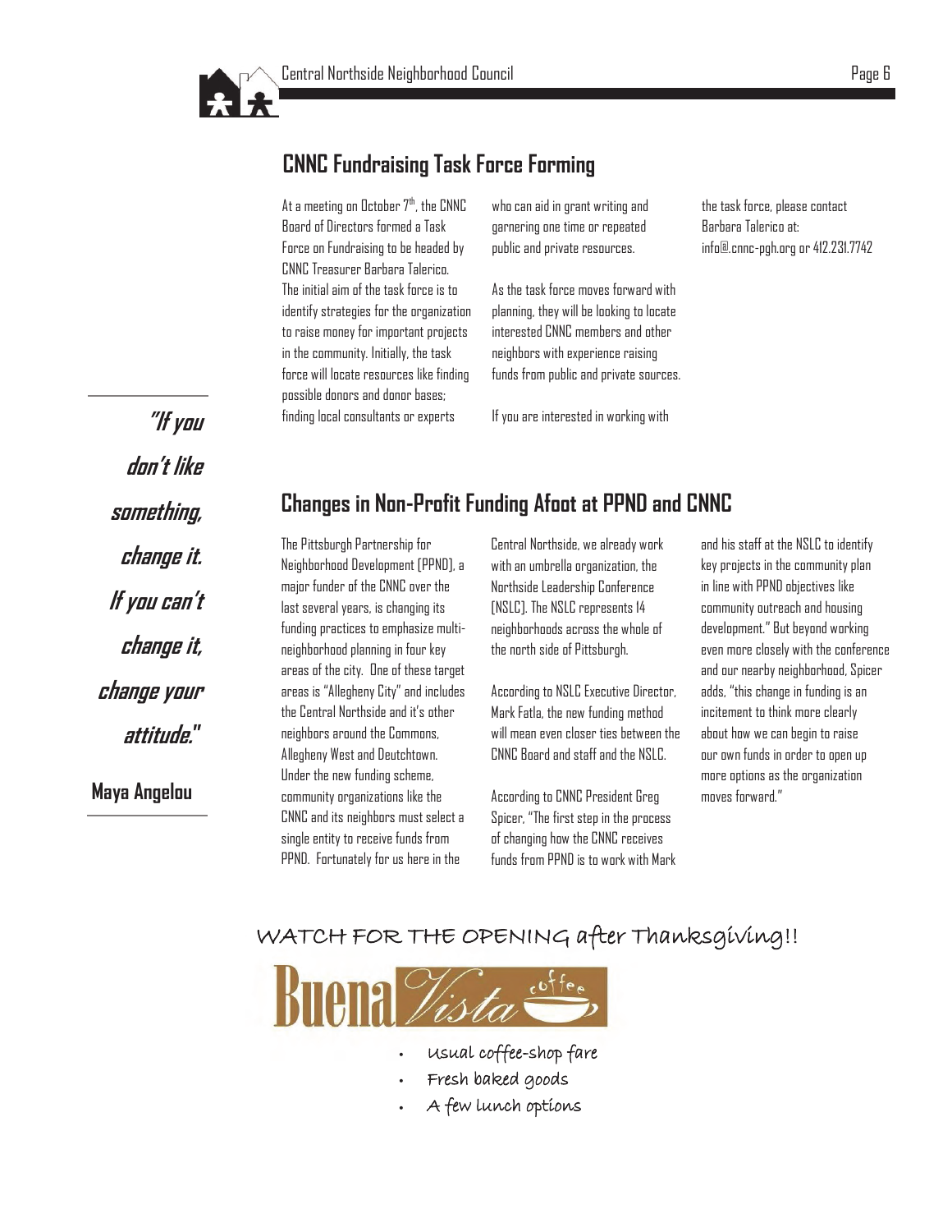## CNNC Fundraising Task Force Forming

At a meeting on October 7th, the CNNC Board of Directors formed a Task Force on Fundraising to be headed by CNNC Treasurer Barbara Talerico. The initial aim of the task force is to identify strategies for the organization to raise money for important projects in the community. Initially, the task force will locate resources like finding possible donors and donor bases; finding local consultants or experts who can aid in grant writing and garnering one time or repeated public and private resources.

As the task force moves forward with planning, they will be looking to locate interested CNNC members and other neighbors with experience raising funds from public and private sources.

If you are interested in working with the task force, please contact Barbara Talerico at: info@.cnnc-pgh.org or 412.231.7742

***"If you don't like something, change it. If you can't change it, change your attitude."***

**Maya Angelou**

## Changes in Non-Profit Funding Afoot at PPND and CNNC

The Pittsburgh Partnership for Neighborhood Development (PPND), a major funder of the CNNC over the last several years, is changing its funding practices to emphasize multi-neighborhood planning in four key areas of the city. One of these target areas is "Allegheny City" and includes the Central Northside and it's other neighbors around the Commons, Allegheny West and Deutchtown. Under the new funding scheme, community organizations like the CNNC and its neighbors must select a single entity to receive funds from PPND. Fortunately for us here in the Central Northside, we already work with an umbrella organization, the Northside Leadership Conference (NSLC). The NSLC represents 14 neighborhoods across the whole of the north side of Pittsburgh.

According to NSLC Executive Director, Mark Fatla, the new funding method will mean even closer ties between the CNNC Board and staff and the NSLC.

According to CNNC President Greg Spicer, "The first step in the process of changing how the CNNC receives funds from PPND is to work with Mark and his staff at the NSLC to identify key projects in the community plan in line with PPND objectives like community outreach and housing development." But beyond working even more closely with the conference and our nearby neighborhood, Spicer adds, "this change in funding is an incitement to think more clearly about how we can begin to raise our own funds in order to open up more options as the organization moves forward."

WATCH FOR THE OPENING after Thanksgiving!!

**Buena Vista coffee**

- Usual coffee-shop fare
- Fresh baked goods
- A few lunch options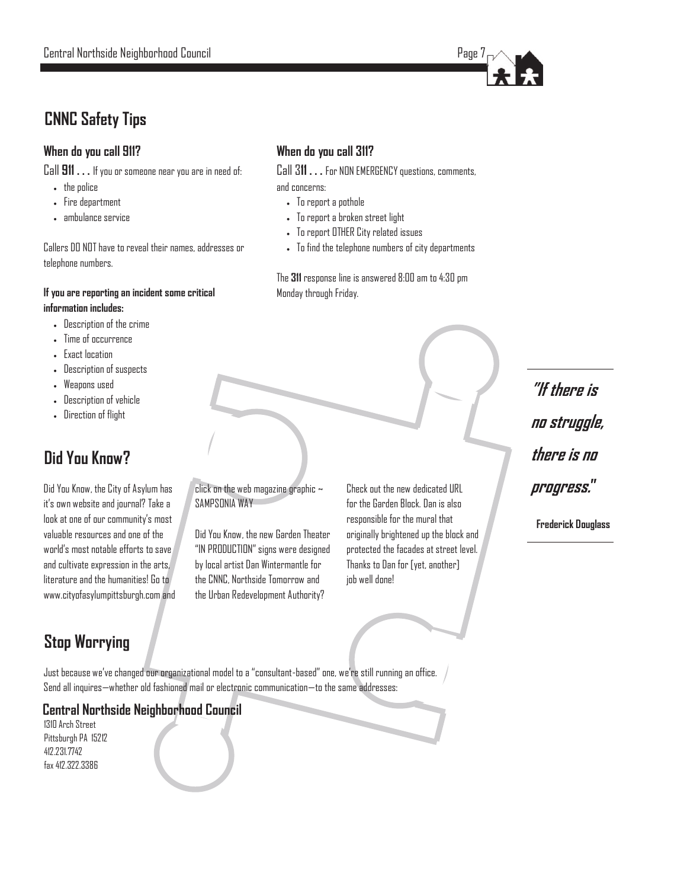## CNNC Safety Tips

### When do you call 911?

Call **911 . . .** If you or someone near you are in need of:

- the police
- Fire department
- ambulance service

Callers DO NOT have to reveal their names, addresses or telephone numbers.

**If you are reporting an incident some critical information includes:**

- Description of the crime
- Time of occurrence
- Exact location
- Description of suspects
- Weapons used
- Description of vehicle
- Direction of flight

### When do you call 311?

Call 3**11 . . .** For NON EMERGENCY questions, comments, and concerns:

- To report a pothole
- To report a broken street light
- To report OTHER City related issues
- To find the telephone numbers of city departments

The **311** response line is answered 8:00 am to 4:30 pm Monday through Friday.

> ***"If there is no struggle, there is no progress."***
>
> **Frederick Douglass**

## Did You Know?

Did You Know, the City of Asylum has it's own website and journal? Take a look at one of our community's most valuable resources and one of the world's most notable efforts to save and cultivate expression in the arts, literature and the humanities! Go to www.cityofasylumpittsburgh.com and click on the web magazine graphic ~ SAMPSONIA WAY

Did You Know, the new Garden Theater "IN PRODUCTION" signs were designed by local artist Dan Wintermantle for the CNNC, Northside Tomorrow and the Urban Redevelopment Authority?

Check out the new dedicated URL for the Garden Block. Dan is also responsible for the mural that originally brightened up the block and protected the facades at street level. Thanks to Dan for [yet, another] job well done!

## Stop Worrying

Just because we've changed our organizational model to a "consultant-based" one, we're still running an office. Send all inquires—whether old fashioned mail or electronic communication—to the same addresses:

**Central Northside Neighborhood Council**
1310 Arch Street
Pittsburgh PA 15212
412.231.7742
fax 412.322.3386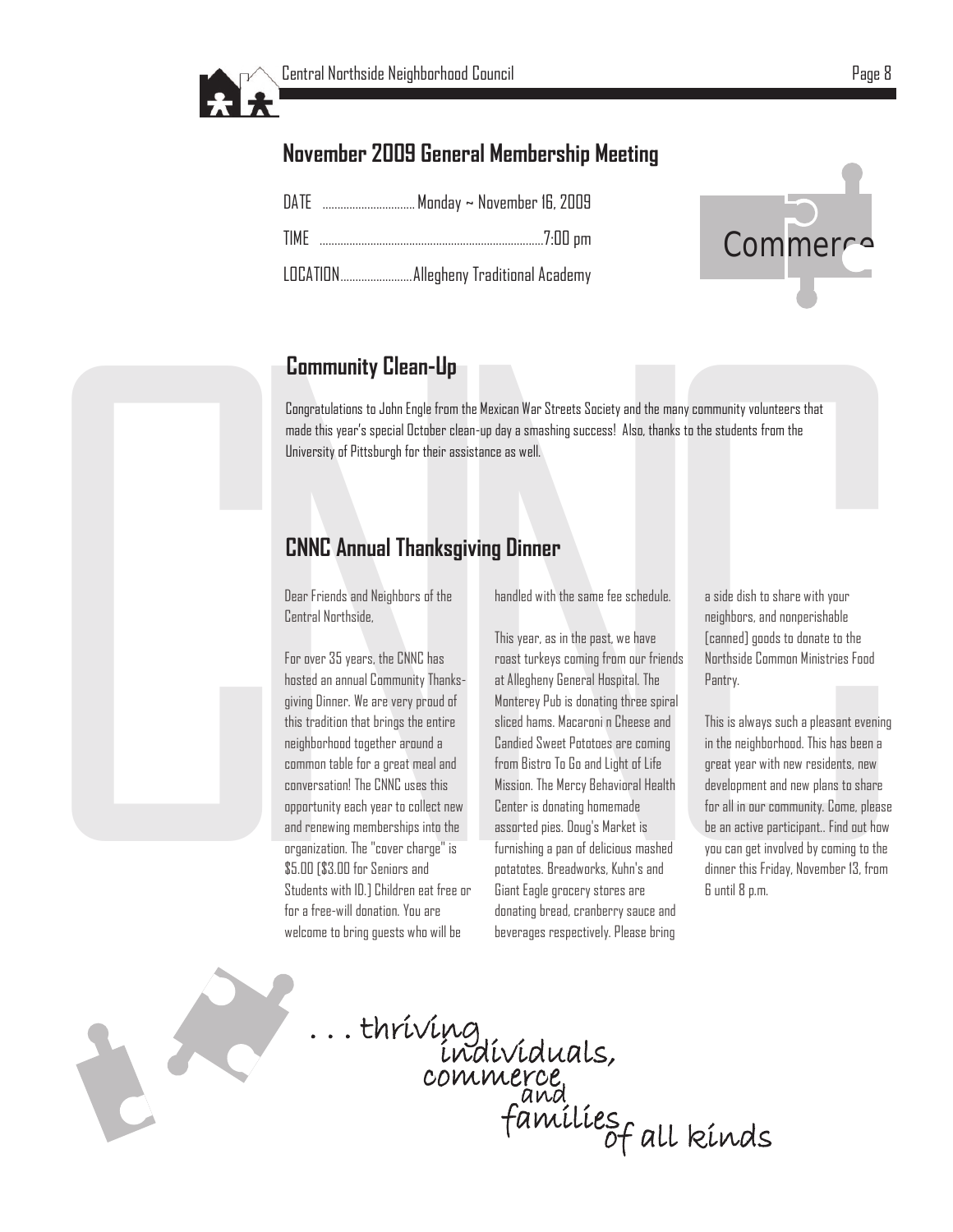## November 2009 General Membership Meeting

DATE ............................... Monday ~ November 16, 2009

TIME ....................................................................7:00 pm

LOCATION.......................Allegheny Traditional Academy

Commerce

## Community Clean-Up

Congratulations to John Engle from the Mexican War Streets Society and the many community volunteers that made this year's special October clean-up day a smashing success! Also, thanks to the students from the University of Pittsburgh for their assistance as well.

## CNNC Annual Thanksgiving Dinner

Dear Friends and Neighbors of the Central Northside,

For over 35 years, the CNNC has hosted an annual Community Thanksgiving Dinner. We are very proud of this tradition that brings the entire neighborhood together around a common table for a great meal and conversation! The CNNC uses this opportunity each year to collect new and renewing memberships into the organization. The "cover charge" is $5.00 [$3.00 for Seniors and Students with ID.] Children eat free or for a free-will donation. You are welcome to bring guests who will be handled with the same fee schedule.

This year, as in the past, we have roast turkeys coming from our friends at Allegheny General Hospital. The Monterey Pub is donating three spiral sliced hams. Macaroni n Cheese and Candied Sweet Potatoes are coming from Bistro To Go and Light of Life Mission. The Mercy Behavioral Health Center is donating homemade assorted pies. Doug's Market is furnishing a pan of delicious mashed potatotes. Breadworks, Kuhn's and Giant Eagle grocery stores are donating bread, cranberry sauce and beverages respectively. Please bring a side dish to share with your neighbors, and nonperishable [canned] goods to donate to the Northside Common Ministries Food Pantry.

This is always such a pleasant evening in the neighborhood. This has been a great year with new residents, new development and new plans to share for all in our community. Come, please be an active participant.. Find out how you can get involved by coming to the dinner this Friday, November 13, from 6 until 8 p.m.

. . . thriving individuals, commerce and families of all kinds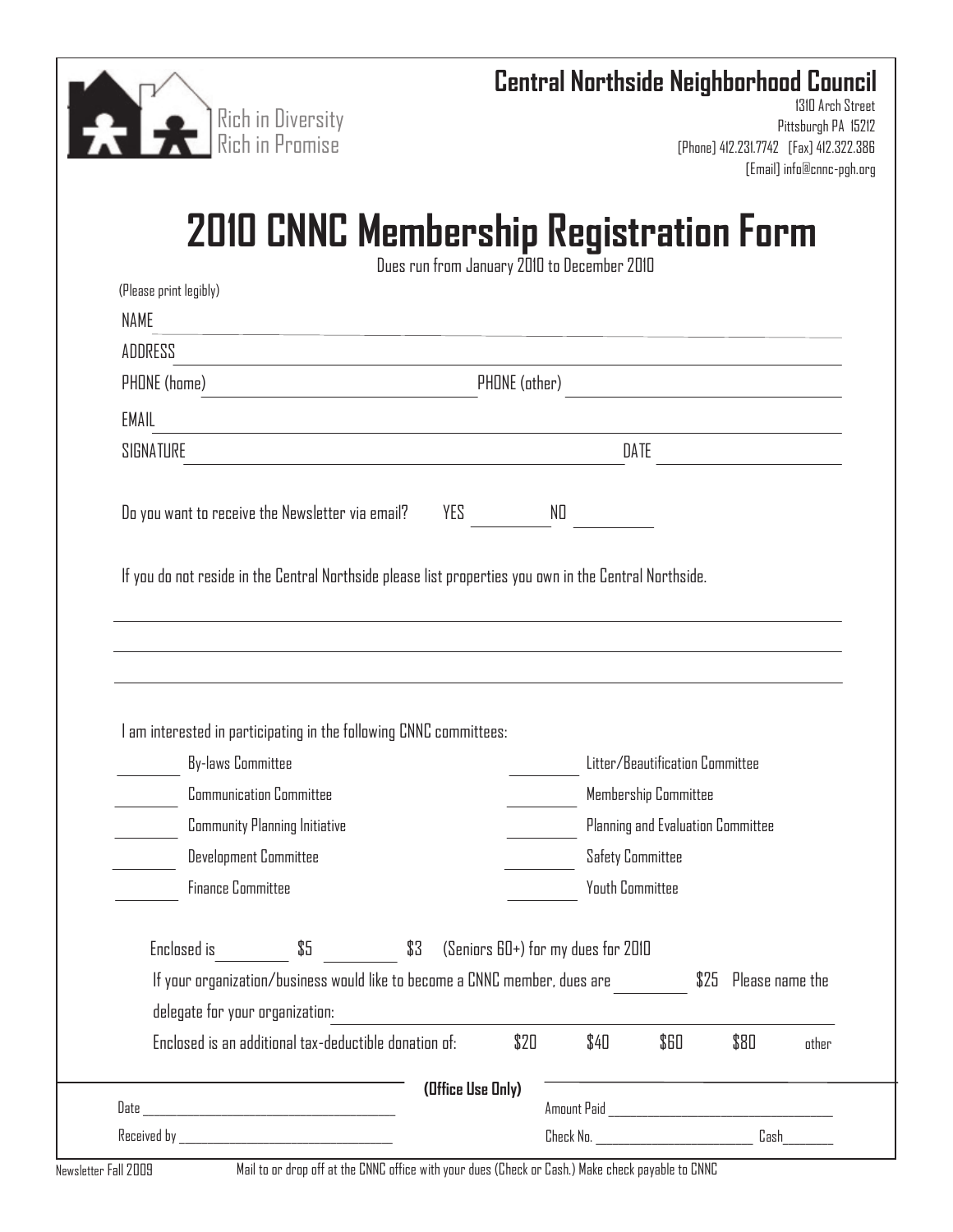Rich in Diversity
Rich in Promise

**Central Northside Neighborhood Council**
1310 Arch Street
Pittsburgh PA 15212
[Phone] 412.231.7742 [Fax] 412.322.386
[Email] info@cnnc-pgh.org

# 2010 CNNC Membership Registration Form

Dues run from January 2010 to December 2010

(Please print legibly)

NAME ______________________________________________

ADDRESS ______________________________________________

PHONE (home) ____________________ PHONE (other) ____________________

EMAIL ______________________________________________

SIGNATURE ______________________________ DATE ____________

Do you want to receive the Newsletter via email? YES ________ NO ________

If you do not reside in the Central Northside please list properties you own in the Central Northside.

______________________________________________

______________________________________________

______________________________________________

I am interested in participating in the following CNNC committees:

- ________ By-laws Committee
- ________ Communication Committee
- ________ Community Planning Initiative
- ________ Development Committee
- ________ Finance Committee
- ________ Litter/Beautification Committee
- ________ Membership Committee
- ________ Planning and Evaluation Committee
- ________ Safety Committee
- ________ Youth Committee

Enclosed is ________ $5 ________ $3 (Seniors 60+) for my dues for 2010

If your organization/business would like to become a CNNC member, dues are ________ $25 Please name the delegate for your organization: ______________________________

Enclosed is an additional tax-deductible donation of: $20 $40 $60 $80 other

**(Office Use Only)**

Date ____________________ Amount Paid ____________________

Received by ____________________ Check No. ____________ Cash ________

Mail to or drop off at the CNNC office with your dues (Check or Cash.) Make check payable to CNNC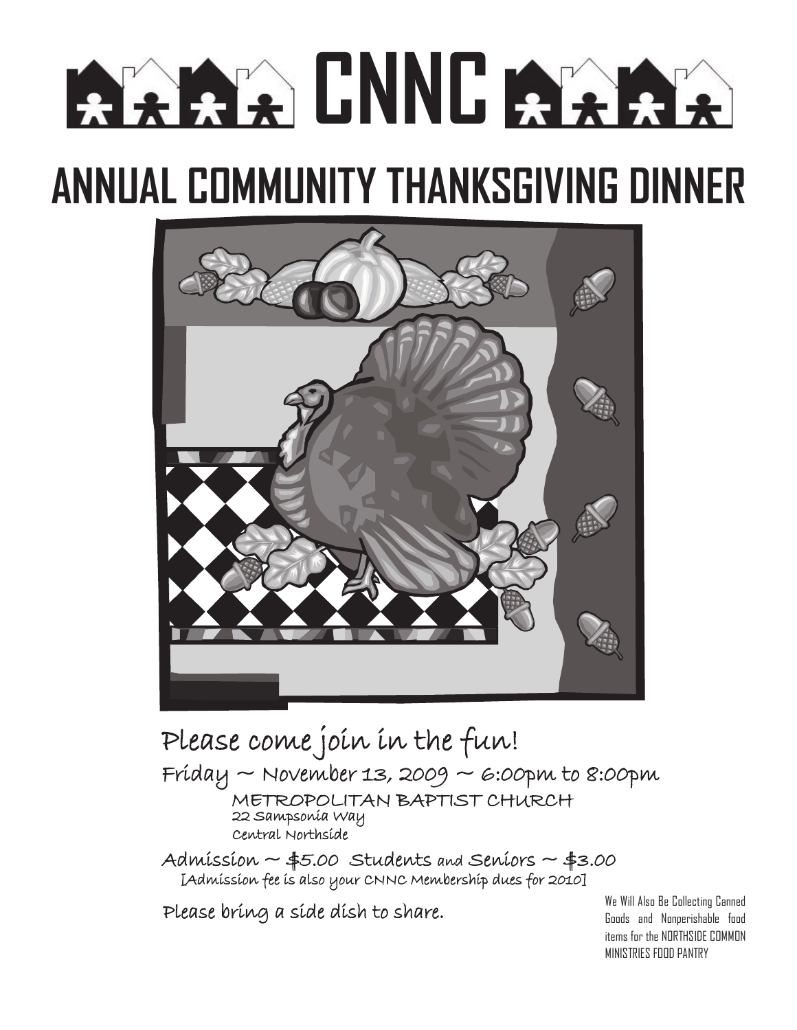# CNNC

## ANNUAL COMMUNITY THANKSGIVING DINNER

Please come join in the fun!

Friday ~ November 13, 2009 ~ 6:00pm to 8:00pm

METROPOLITAN BAPTIST CHURCH
22 Sampsonia Way
Central Northside

Admission ~ $5.00 Students and Seniors ~ $3.00
[Admission fee is also your CNNC Membership dues for 2010]

Please bring a side dish to share.

We Will Also Be Collecting Canned Goods and Nonperishable food items for the NORTHSIDE COMMON MINISTRIES FOOD PANTRY